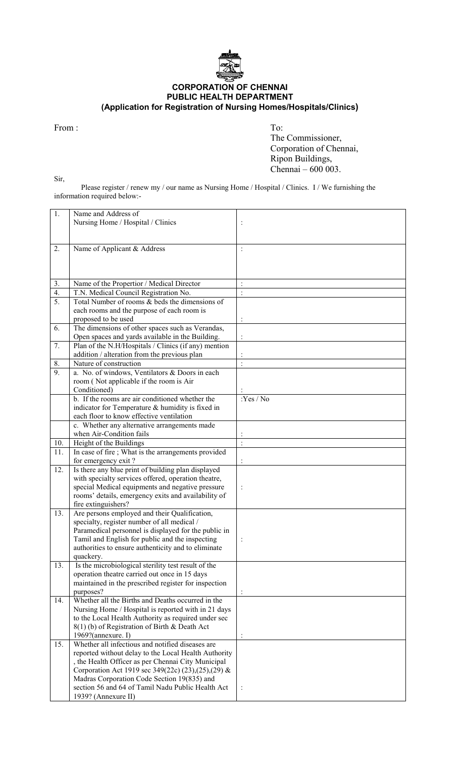# CORPORATION OF CHENNAI
## PUBLIC HEALTH DEPARTMENT
### (Application for Registration of Nursing Homes/Hospitals/Clinics)

From :

To:
The Commissioner,
Corporation of Chennai,
Ripon Buildings,
Chennai – 600 003.

Sir,

Please register / renew my / our name as Nursing Home / Hospital / Clinics. I / We furnishing the information required below:-

| | | |
|---|---|---|
| 1. | Name and Address of Nursing Home / Hospital / Clinics | : |
| 2. | Name of Applicant & Address | : |
| 3. | Name of the Propertior / Medical Director | : |
| 4. | T.N. Medical Council Registration No. | : |
| 5. | Total Number of rooms & beds the dimensions of each rooms and the purpose of each room is proposed to be used | : |
| 6. | The dimensions of other spaces such as Verandas, Open spaces and yards available in the Building. | : |
| 7. | Plan of the N.H/Hospitals / Clinics (if any) mention addition / alteration from the previous plan | : |
| 8. | Nature of construction | : |
| 9. | a. No. of windows, Ventilators & Doors in each room ( Not applicable if the room is Air Conditioned) | : |
| | b. If the rooms are air conditioned whether the indicator for Temperature & humidity is fixed in each floor to know effective ventilation | :Yes / No |
| | c. Whether any alternative arrangements made when Air-Condition fails | : |
| 10. | Height of the Buildings | : |
| 11. | In case of fire ; What is the arrangements provided for emergency exit ? | : |
| 12. | Is there any blue print of building plan displayed with specialty services offered, operation theatre, special Medical equipments and negative pressure rooms' details, emergency exits and availability of fire extinguishers? | : |
| 13. | Are persons employed and their Qualification, specialty, register number of all medical / Paramedical personnel is displayed for the public in Tamil and English for public and the inspecting authorities to ensure authenticity and to eliminate quackery. | : |
| 13. | Is the microbiological sterility test result of the operation theatre carried out once in 15 days maintained in the prescribed register for inspection purposes? | : |
| 14. | Whether all the Births and Deaths occurred in the Nursing Home / Hospital is reported with in 21 days to the Local Health Authority as required under sec 8(1) (b) of Registration of Birth & Death Act 1969?(annexure. I) | : |
| 15. | Whether all infectious and notified diseases are reported without delay to the Local Health Authority , the Health Officer as per Chennai City Municipal Corporation Act 1919 sec 349(22c) (23),(25),(29) & Madras Corporation Code Section 19(835) and section 56 and 64 of Tamil Nadu Public Health Act 1939? (Annexure II) | : |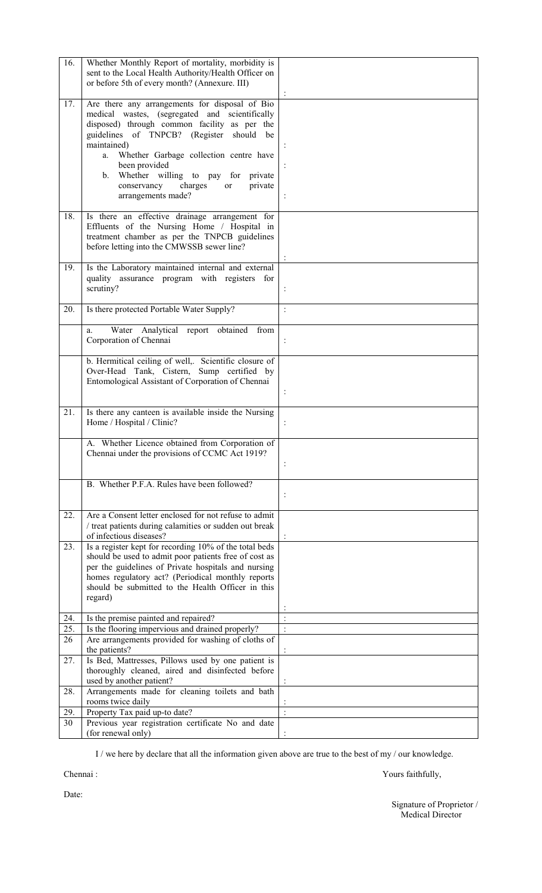| | | |
|---|---|---|
| 16. | Whether Monthly Report of mortality, morbidity is sent to the Local Health Authority/Health Officer on or before 5th of every month? (Annexure. III) | : |
| 17. | Are there any arrangements for disposal of Bio medical wastes, (segregated and scientifically disposed) through common facility as per the guidelines of TNPCB? (Register should be maintained)<br>a. Whether Garbage collection centre have been provided<br>b. Whether willing to pay for private conservancy charges or private arrangements made? | :<br>:<br>: |
| 18. | Is there an effective drainage arrangement for Effluents of the Nursing Home / Hospital in treatment chamber as per the TNPCB guidelines before letting into the CMWSSB sewer line? | : |
| 19. | Is the Laboratory maintained internal and external quality assurance program with registers for scrutiny? | : |
| 20. | Is there protected Portable Water Supply? | : |
| | a. Water Analytical report obtained from Corporation of Chennai | : |
| | b. Hermitical ceiling of well,. Scientific closure of Over-Head Tank, Cistern, Sump certified by Entomological Assistant of Corporation of Chennai | : |
| 21. | Is there any canteen is available inside the Nursing Home / Hospital / Clinic? | : |
| | A. Whether Licence obtained from Corporation of Chennai under the provisions of CCMC Act 1919? | : |
| | B. Whether P.F.A. Rules have been followed? | : |
| 22. | Are a Consent letter enclosed for not refuse to admit / treat patients during calamities or sudden out break of infectious diseases? | : |
| 23. | Is a register kept for recording 10% of the total beds should be used to admit poor patients free of cost as per the guidelines of Private hospitals and nursing homes regulatory act? (Periodical monthly reports should be submitted to the Health Officer in this regard) | : |
| 24. | Is the premise painted and repaired? | : |
| 25. | Is the flooring impervious and drained properly? | : |
| 26 | Are arrangements provided for washing of cloths of the patients? | : |
| 27. | Is Bed, Mattresses, Pillows used by one patient is thoroughly cleaned, aired and disinfected before used by another patient? | : |
| 28. | Arrangements made for cleaning toilets and bath rooms twice daily | : |
| 29. | Property Tax paid up-to date? | : |
| 30 | Previous year registration certificate No and date (for renewal only) | : |

I / we here by declare that all the information given above are true to the best of my / our knowledge.

Chennai :

Yours faithfully,

Date:

Signature of Proprietor / Medical Director